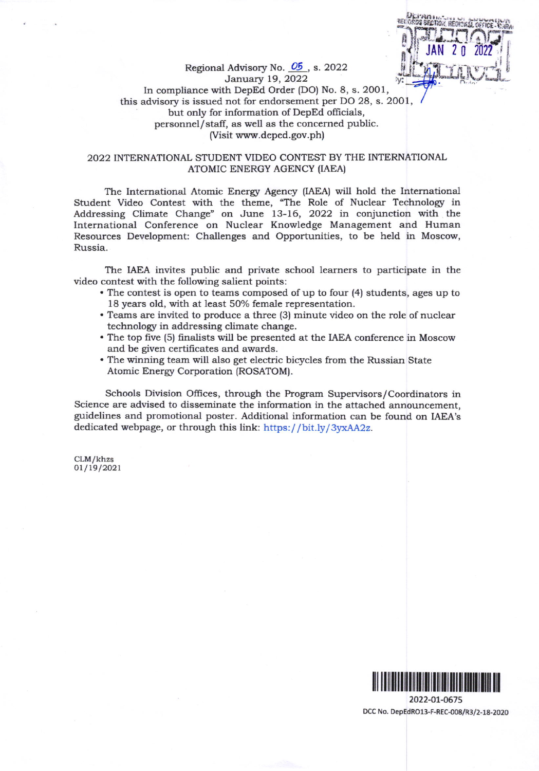Regional Advisory No. 05, s. 2022
January 19, 2022

In compliance with DepEd Order (DO) No. 8, s. 2001, this advisory is issued not for endorsement per DO 28, s. 2001, but only for information of DepEd officials, personnel/staff, as well as the concerned public.
(Visit www.deped.gov.ph)

## 2022 INTERNATIONAL STUDENT VIDEO CONTEST BY THE INTERNATIONAL ATOMIC ENERGY AGENCY (IAEA)

The International Atomic Energy Agency (IAEA) will hold the International Student Video Contest with the theme, "The Role of Nuclear Technology in Addressing Climate Change" on June 13-16, 2022 in conjunction with the International Conference on Nuclear Knowledge Management and Human Resources Development: Challenges and Opportunities, to be held in Moscow, Russia.

The IAEA invites public and private school learners to participate in the video contest with the following salient points:

- The contest is open to teams composed of up to four (4) students, ages up to 18 years old, with at least 50% female representation.
- Teams are invited to produce a three (3) minute video on the role of nuclear technology in addressing climate change.
- The top five (5) finalists will be presented at the IAEA conference in Moscow and be given certificates and awards.
- The winning team will also get electric bicycles from the Russian State Atomic Energy Corporation (ROSATOM).

Schools Division Offices, through the Program Supervisors/Coordinators in Science are advised to disseminate the information in the attached announcement, guidelines and promotional poster. Additional information can be found on IAEA's dedicated webpage, or through this link: https://bit.ly/3yxAA2z.

CLM/khzs
01/19/2021

2022-01-0675

DCC No. DepEdRO13-F-REC-008/R3/2-18-2020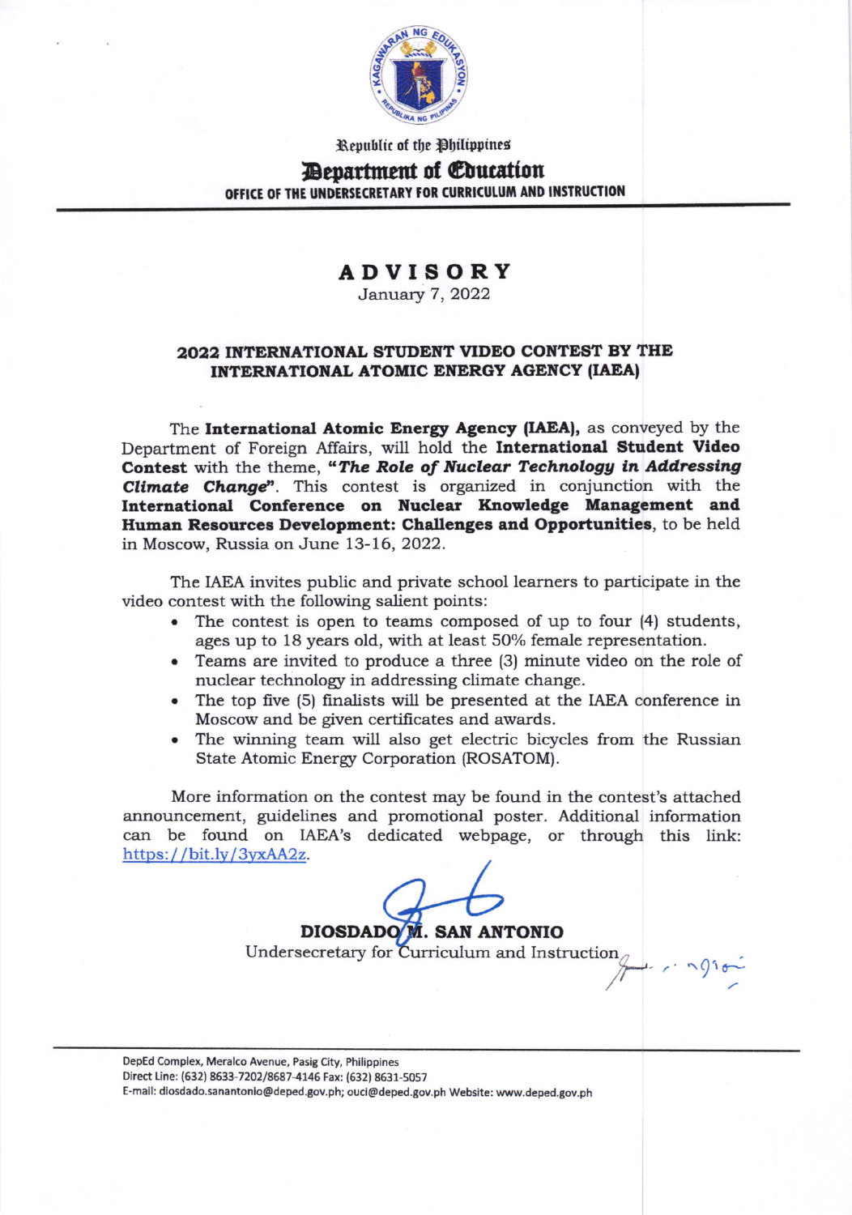Republic of the Philippines

**Department of Education**

**OFFICE OF THE UNDERSECRETARY FOR CURRICULUM AND INSTRUCTION**

# ADVISORY

January 7, 2022

## 2022 INTERNATIONAL STUDENT VIDEO CONTEST BY THE INTERNATIONAL ATOMIC ENERGY AGENCY (IAEA)

The **International Atomic Energy Agency (IAEA),** as conveyed by the Department of Foreign Affairs, will hold the **International Student Video Contest** with the theme, ***"The Role of Nuclear Technology in Addressing Climate Change"***. This contest is organized in conjunction with the **International Conference on Nuclear Knowledge Management and Human Resources Development: Challenges and Opportunities**, to be held in Moscow, Russia on June 13-16, 2022.

The IAEA invites public and private school learners to participate in the video contest with the following salient points:

- The contest is open to teams composed of up to four (4) students, ages up to 18 years old, with at least 50% female representation.
- Teams are invited to produce a three (3) minute video on the role of nuclear technology in addressing climate change.
- The top five (5) finalists will be presented at the IAEA conference in Moscow and be given certificates and awards.
- The winning team will also get electric bicycles from the Russian State Atomic Energy Corporation (ROSATOM).

More information on the contest may be found in the contest's attached announcement, guidelines and promotional poster. Additional information can be found on IAEA's dedicated webpage, or through this link: https://bit.ly/3yxAA2z.

**DIOSDADO M. SAN ANTONIO**
Undersecretary for Curriculum and Instruction

DepEd Complex, Meralco Avenue, Pasig City, Philippines
Direct Line: (632) 8633-7202/8687-4146 Fax: (632) 8631-5057
E-mail: diosdado.sanantonio@deped.gov.ph; ouci@deped.gov.ph Website: www.deped.gov.ph